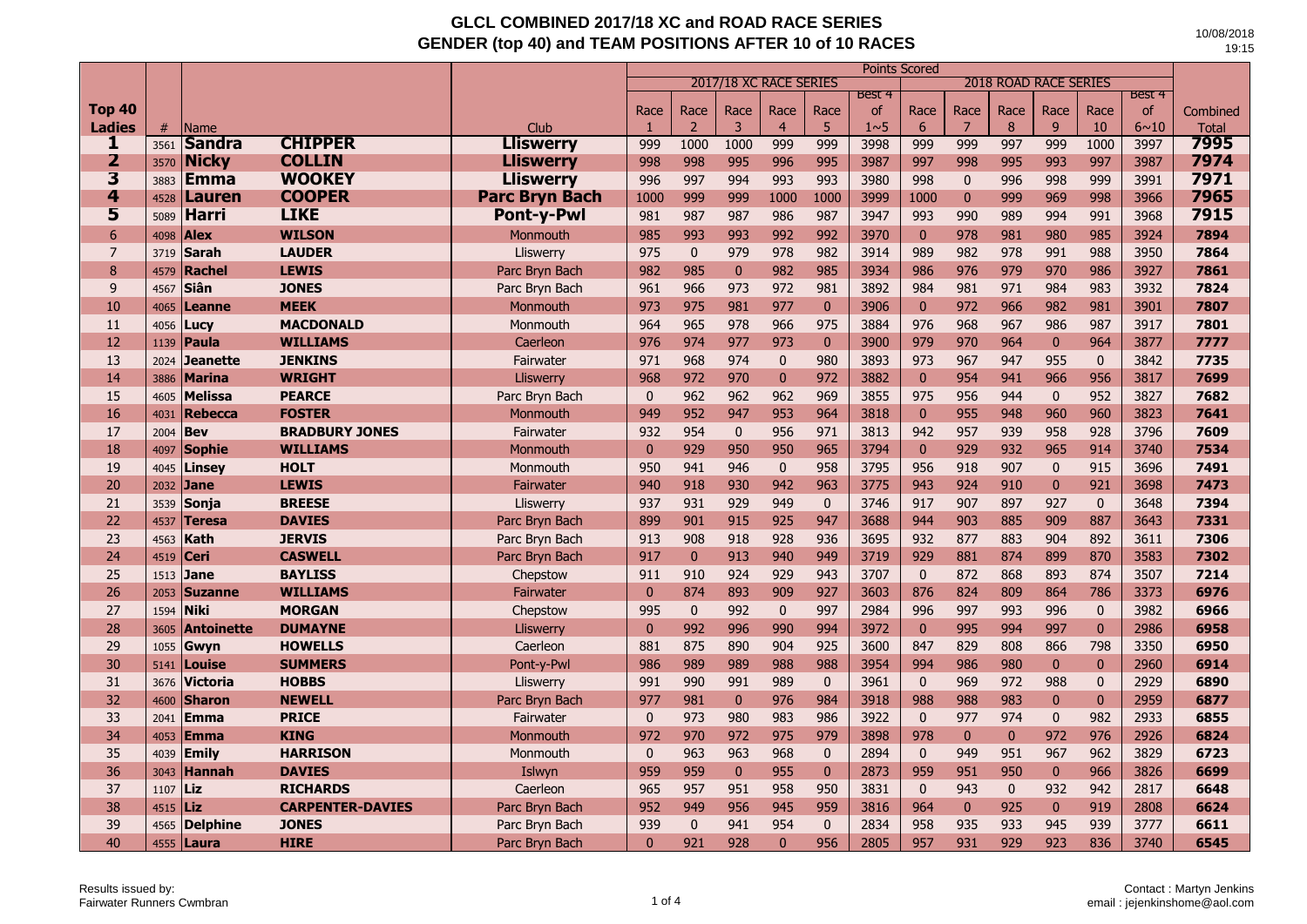# GLCL COMBINED 2017/18 XC and ROAD RACE SERIES
## GENDER (top 40) and TEAM POSITIONS AFTER 10 of 10 RACES

10/08/2018
19:15

| Top 40 Ladies | # | Name | | Club | Points Scored | | | | | | | | | | | | |
|---|---|---|---|---|---|---|---|---|---|---|---|---|---|---|---|---|---|
| | | | | | 2017/18 XC RACE SERIES | | | | | | 2018 ROAD RACE SERIES | | | | | | |
| | | | | | Race 1 | Race 2 | Race 3 | Race 4 | Race 5 | Best 4 of 1~5 | Race 6 | Race 7 | Race 8 | Race 9 | Race 10 | Best 4 of 6~10 | Combined Total |
| **1** | 3561 | **Sandra** | **CHIPPER** | **Lliswerry** | 999 | 1000 | 1000 | 999 | 999 | 3998 | 999 | 999 | 997 | 999 | 1000 | 3997 | **7995** |
| **2** | 3570 | **Nicky** | **COLLIN** | **Lliswerry** | 998 | 998 | 995 | 996 | 995 | 3987 | 997 | 998 | 995 | 993 | 997 | 3987 | **7974** |
| **3** | 3883 | **Emma** | **WOOKEY** | **Lliswerry** | 996 | 997 | 994 | 993 | 993 | 3980 | 998 | 0 | 996 | 998 | 999 | 3991 | **7971** |
| **4** | 4528 | **Lauren** | **COOPER** | **Parc Bryn Bach** | 1000 | 999 | 999 | 1000 | 1000 | 3999 | 1000 | 0 | 999 | 969 | 998 | 3966 | **7965** |
| **5** | 5089 | **Harri** | **LIKE** | **Pont-y-Pwl** | 981 | 987 | 987 | 986 | 987 | 3947 | 993 | 990 | 989 | 994 | 991 | 3968 | **7915** |
| 6 | 4098 | **Alex** | **WILSON** | Monmouth | 985 | 993 | 993 | 992 | 992 | 3970 | 0 | 978 | 981 | 980 | 985 | 3924 | **7894** |
| 7 | 3719 | **Sarah** | **LAUDER** | Lliswerry | 975 | 0 | 979 | 978 | 982 | 3914 | 989 | 982 | 978 | 991 | 988 | 3950 | **7864** |
| 8 | 4579 | **Rachel** | **LEWIS** | Parc Bryn Bach | 982 | 985 | 0 | 982 | 985 | 3934 | 986 | 976 | 979 | 970 | 986 | 3927 | **7861** |
| 9 | 4567 | **Siân** | **JONES** | Parc Bryn Bach | 961 | 966 | 973 | 972 | 981 | 3892 | 984 | 981 | 971 | 984 | 983 | 3932 | **7824** |
| 10 | 4065 | **Leanne** | **MEEK** | Monmouth | 973 | 975 | 981 | 977 | 0 | 3906 | 0 | 972 | 966 | 982 | 981 | 3901 | **7807** |
| 11 | 4056 | **Lucy** | **MACDONALD** | Monmouth | 964 | 965 | 978 | 966 | 975 | 3884 | 976 | 968 | 967 | 986 | 987 | 3917 | **7801** |
| 12 | 1139 | **Paula** | **WILLIAMS** | Caerleon | 976 | 974 | 977 | 973 | 0 | 3900 | 979 | 970 | 964 | 0 | 964 | 3877 | **7777** |
| 13 | 2024 | **Jeanette** | **JENKINS** | Fairwater | 971 | 968 | 974 | 0 | 980 | 3893 | 973 | 967 | 947 | 955 | 0 | 3842 | **7735** |
| 14 | 3886 | **Marina** | **WRIGHT** | Lliswerry | 968 | 972 | 970 | 0 | 972 | 3882 | 0 | 954 | 941 | 966 | 956 | 3817 | **7699** |
| 15 | 4605 | **Melissa** | **PEARCE** | Parc Bryn Bach | 0 | 962 | 962 | 962 | 969 | 3855 | 975 | 956 | 944 | 0 | 952 | 3827 | **7682** |
| 16 | 4031 | **Rebecca** | **FOSTER** | Monmouth | 949 | 952 | 947 | 953 | 964 | 3818 | 0 | 955 | 948 | 960 | 960 | 3823 | **7641** |
| 17 | 2004 | **Bev** | **BRADBURY JONES** | Fairwater | 932 | 954 | 0 | 956 | 971 | 3813 | 942 | 957 | 939 | 958 | 928 | 3796 | **7609** |
| 18 | 4097 | **Sophie** | **WILLIAMS** | Monmouth | 0 | 929 | 950 | 950 | 965 | 3794 | 0 | 929 | 932 | 965 | 914 | 3740 | **7534** |
| 19 | 4045 | **Linsey** | **HOLT** | Monmouth | 950 | 941 | 946 | 0 | 958 | 3795 | 956 | 918 | 907 | 0 | 915 | 3696 | **7491** |
| 20 | 2032 | **Jane** | **LEWIS** | Fairwater | 940 | 918 | 930 | 942 | 963 | 3775 | 943 | 924 | 910 | 0 | 921 | 3698 | **7473** |
| 21 | 3539 | **Sonja** | **BREESE** | Lliswerry | 937 | 931 | 929 | 949 | 0 | 3746 | 917 | 907 | 897 | 927 | 0 | 3648 | **7394** |
| 22 | 4537 | **Teresa** | **DAVIES** | Parc Bryn Bach | 899 | 901 | 915 | 925 | 947 | 3688 | 944 | 903 | 885 | 909 | 887 | 3643 | **7331** |
| 23 | 4563 | **Kath** | **JERVIS** | Parc Bryn Bach | 913 | 908 | 918 | 928 | 936 | 3695 | 932 | 877 | 883 | 904 | 892 | 3611 | **7306** |
| 24 | 4519 | **Ceri** | **CASWELL** | Parc Bryn Bach | 917 | 0 | 913 | 940 | 949 | 3719 | 929 | 881 | 874 | 899 | 870 | 3583 | **7302** |
| 25 | 1513 | **Jane** | **BAYLISS** | Chepstow | 911 | 910 | 924 | 929 | 943 | 3707 | 0 | 872 | 868 | 893 | 874 | 3507 | **7214** |
| 26 | 2053 | **Suzanne** | **WILLIAMS** | Fairwater | 0 | 874 | 893 | 909 | 927 | 3603 | 876 | 824 | 809 | 864 | 786 | 3373 | **6976** |
| 27 | 1594 | **Niki** | **MORGAN** | Chepstow | 995 | 0 | 992 | 0 | 997 | 2984 | 996 | 997 | 993 | 996 | 0 | 3982 | **6966** |
| 28 | 3605 | **Antoinette** | **DUMAYNE** | Lliswerry | 0 | 992 | 996 | 990 | 994 | 3972 | 0 | 995 | 994 | 997 | 0 | 2986 | **6958** |
| 29 | 1055 | **Gwyn** | **HOWELLS** | Caerleon | 881 | 875 | 890 | 904 | 925 | 3600 | 847 | 829 | 808 | 866 | 798 | 3350 | **6950** |
| 30 | 5141 | **Louise** | **SUMMERS** | Pont-y-Pwl | 986 | 989 | 989 | 988 | 988 | 3954 | 994 | 986 | 980 | 0 | 0 | 2960 | **6914** |
| 31 | 3676 | **Victoria** | **HOBBS** | Lliswerry | 991 | 990 | 991 | 989 | 0 | 3961 | 0 | 969 | 972 | 988 | 0 | 2929 | **6890** |
| 32 | 4600 | **Sharon** | **NEWELL** | Parc Bryn Bach | 977 | 981 | 0 | 976 | 984 | 3918 | 988 | 988 | 983 | 0 | 0 | 2959 | **6877** |
| 33 | 2041 | **Emma** | **PRICE** | Fairwater | 0 | 973 | 980 | 983 | 986 | 3922 | 0 | 977 | 974 | 0 | 982 | 2933 | **6855** |
| 34 | 4053 | **Emma** | **KING** | Monmouth | 972 | 970 | 972 | 975 | 979 | 3898 | 978 | 0 | 0 | 972 | 976 | 2926 | **6824** |
| 35 | 4039 | **Emily** | **HARRISON** | Monmouth | 0 | 963 | 963 | 968 | 0 | 2894 | 0 | 949 | 951 | 967 | 962 | 3829 | **6723** |
| 36 | 3043 | **Hannah** | **DAVIES** | Islwyn | 959 | 959 | 0 | 955 | 0 | 2873 | 959 | 951 | 950 | 0 | 966 | 3826 | **6699** |
| 37 | 1107 | **Liz** | **RICHARDS** | Caerleon | 965 | 957 | 951 | 958 | 950 | 3831 | 0 | 943 | 0 | 932 | 942 | 2817 | **6648** |
| 38 | 4515 | **Liz** | **CARPENTER-DAVIES** | Parc Bryn Bach | 952 | 949 | 956 | 945 | 959 | 3816 | 964 | 0 | 925 | 0 | 919 | 2808 | **6624** |
| 39 | 4565 | **Delphine** | **JONES** | Parc Bryn Bach | 939 | 0 | 941 | 954 | 0 | 2834 | 958 | 935 | 933 | 945 | 939 | 3777 | **6611** |
| 40 | 4555 | **Laura** | **HIRE** | Parc Bryn Bach | 0 | 921 | 928 | 0 | 956 | 2805 | 957 | 931 | 929 | 923 | 836 | 3740 | **6545** |

Results issued by:
Fairwater Runners Cwmbran

Contact : Martyn Jenkins
email : jejenkinshome@aol.com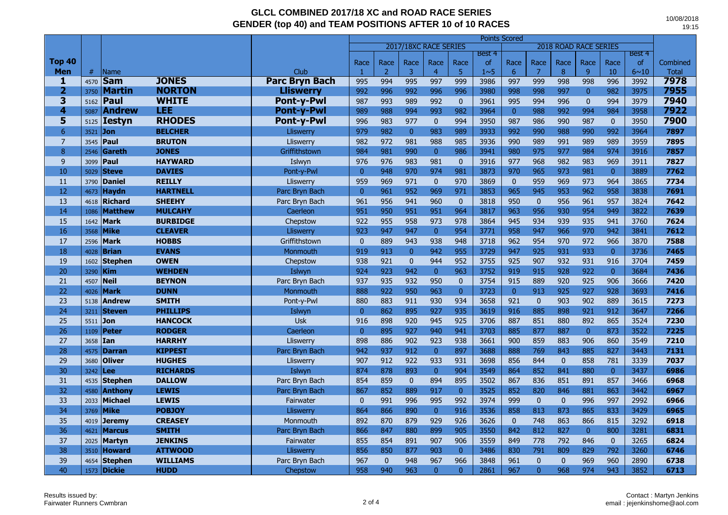# GLCL COMBINED 2017/18 XC and ROAD RACE SERIES
## GENDER (top 40) and TEAM POSITIONS AFTER 10 of 10 RACES

10/08/2018
19:15

| Top 40 Men | # | Name | | Club | Race 1 | Race 2 | Race 3 | Race 4 | Race 5 | Best 4 of 1~5 | Race 6 | Race 7 | Race 8 | Race 9 | Race 10 | Best 4 of 6~10 | Combined Total |
|---|---|---|---|---|---|---|---|---|---|---|---|---|---|---|---|---|---|
| | | | | | 2017/18XC RACE SERIES | | | | | | 2018 ROAD RACE SERIES | | | | | | |
| 1 | 4570 | Sam | JONES | Parc Bryn Bach | 995 | 994 | 995 | 997 | 999 | 3986 | 997 | 999 | 998 | 998 | 996 | 3992 | 7978 |
| 2 | 3750 | Martin | NORTON | Lliswerry | 992 | 996 | 992 | 996 | 996 | 3980 | 998 | 998 | 997 | 0 | 982 | 3975 | 7955 |
| 3 | 5162 | Paul | WHITE | Pont-y-Pwl | 987 | 993 | 989 | 992 | 0 | 3961 | 995 | 994 | 996 | 0 | 994 | 3979 | 7940 |
| 4 | 5087 | Andrew | LEE | Pont-y-Pwl | 989 | 988 | 994 | 993 | 982 | 3964 | 0 | 988 | 992 | 994 | 984 | 3958 | 7922 |
| 5 | 5125 | Iestyn | RHODES | Pont-y-Pwl | 996 | 983 | 977 | 0 | 994 | 3950 | 987 | 986 | 990 | 987 | 0 | 3950 | 7900 |
| 6 | 3521 | Jon | BELCHER | Lliswerry | 979 | 982 | 0 | 983 | 989 | 3933 | 992 | 990 | 988 | 990 | 992 | 3964 | 7897 |
| 7 | 3545 | Paul | BRUTON | Lliswerry | 982 | 972 | 981 | 988 | 985 | 3936 | 990 | 989 | 991 | 989 | 989 | 3959 | 7895 |
| 8 | 2546 | Gareth | JONES | Griffithstown | 984 | 981 | 990 | 0 | 986 | 3941 | 980 | 975 | 977 | 984 | 974 | 3916 | 7857 |
| 9 | 3099 | Paul | HAYWARD | Islwyn | 976 | 976 | 983 | 981 | 0 | 3916 | 977 | 968 | 982 | 983 | 969 | 3911 | 7827 |
| 10 | 5029 | Steve | DAVIES | Pont-y-Pwl | 0 | 948 | 970 | 974 | 981 | 3873 | 970 | 965 | 973 | 981 | 0 | 3889 | 7762 |
| 11 | 3790 | Daniel | REILLY | Lliswerry | 959 | 969 | 971 | 0 | 970 | 3869 | 0 | 959 | 969 | 973 | 964 | 3865 | 7734 |
| 12 | 4673 | Haydn | HARTNELL | Parc Bryn Bach | 0 | 961 | 952 | 969 | 971 | 3853 | 965 | 945 | 953 | 962 | 958 | 3838 | 7691 |
| 13 | 4618 | Richard | SHEEHY | Parc Bryn Bach | 961 | 956 | 941 | 960 | 0 | 3818 | 950 | 0 | 956 | 961 | 957 | 3824 | 7642 |
| 14 | 1086 | Matthew | MULCAHY | Caerleon | 951 | 950 | 951 | 951 | 964 | 3817 | 963 | 956 | 930 | 954 | 949 | 3822 | 7639 |
| 15 | 1642 | Mark | BURBIDGE | Chepstow | 922 | 955 | 958 | 973 | 978 | 3864 | 945 | 934 | 939 | 935 | 941 | 3760 | 7624 |
| 16 | 3568 | Mike | CLEAVER | Lliswerry | 923 | 947 | 947 | 0 | 954 | 3771 | 958 | 947 | 966 | 970 | 942 | 3841 | 7612 |
| 17 | 2596 | Mark | HOBBS | Griffithstown | 0 | 889 | 943 | 938 | 948 | 3718 | 962 | 954 | 970 | 972 | 966 | 3870 | 7588 |
| 18 | 4028 | Brian | EVANS | Monmouth | 919 | 913 | 0 | 942 | 955 | 3729 | 947 | 925 | 931 | 933 | 0 | 3736 | 7465 |
| 19 | 1602 | Stephen | OWEN | Chepstow | 938 | 921 | 0 | 944 | 952 | 3755 | 925 | 907 | 932 | 931 | 916 | 3704 | 7459 |
| 20 | 3290 | Kim | WEHDEN | Islwyn | 924 | 923 | 942 | 0 | 963 | 3752 | 919 | 915 | 928 | 922 | 0 | 3684 | 7436 |
| 21 | 4507 | Neil | BEYNON | Parc Bryn Bach | 937 | 935 | 932 | 950 | 0 | 3754 | 915 | 889 | 920 | 925 | 906 | 3666 | 7420 |
| 22 | 4026 | Mark | DUNN | Monmouth | 888 | 922 | 950 | 963 | 0 | 3723 | 0 | 913 | 925 | 927 | 928 | 3693 | 7416 |
| 23 | 5138 | Andrew | SMITH | Pont-y-Pwl | 880 | 883 | 911 | 930 | 934 | 3658 | 921 | 0 | 903 | 902 | 889 | 3615 | 7273 |
| 24 | 3211 | Steven | PHILLIPS | Islwyn | 0 | 862 | 895 | 927 | 935 | 3619 | 916 | 885 | 898 | 921 | 912 | 3647 | 7266 |
| 25 | 5511 | Jon | HANCOCK | Usk | 916 | 898 | 920 | 945 | 925 | 3706 | 887 | 851 | 880 | 892 | 865 | 3524 | 7230 |
| 26 | 1109 | Peter | RODGER | Caerleon | 0 | 895 | 927 | 940 | 941 | 3703 | 885 | 877 | 887 | 0 | 873 | 3522 | 7225 |
| 27 | 3658 | Ian | HARRHY | Lliswerry | 898 | 886 | 902 | 923 | 938 | 3661 | 900 | 859 | 883 | 906 | 860 | 3549 | 7210 |
| 28 | 4575 | Darran | KIPPEST | Parc Bryn Bach | 942 | 937 | 912 | 0 | 897 | 3688 | 888 | 769 | 843 | 885 | 827 | 3443 | 7131 |
| 29 | 3680 | Oliver | HUGHES | Lliswerry | 907 | 912 | 922 | 933 | 931 | 3698 | 856 | 844 | 0 | 858 | 781 | 3339 | 7037 |
| 30 | 3242 | Lee | RICHARDS | Islwyn | 874 | 878 | 893 | 0 | 904 | 3549 | 864 | 852 | 841 | 880 | 0 | 3437 | 6986 |
| 31 | 4535 | Stephen | DALLOW | Parc Bryn Bach | 854 | 859 | 0 | 894 | 895 | 3502 | 867 | 836 | 851 | 891 | 857 | 3466 | 6968 |
| 32 | 4580 | Anthony | LEWIS | Parc Bryn Bach | 867 | 852 | 889 | 917 | 0 | 3525 | 852 | 820 | 846 | 881 | 863 | 3442 | 6967 |
| 33 | 2033 | Michael | LEWIS | Fairwater | 0 | 991 | 996 | 995 | 992 | 3974 | 999 | 0 | 0 | 996 | 997 | 2992 | 6966 |
| 34 | 3769 | Mike | POBJOY | Lliswerry | 864 | 866 | 890 | 0 | 916 | 3536 | 858 | 813 | 873 | 865 | 833 | 3429 | 6965 |
| 35 | 4019 | Jeremy | CREASEY | Monmouth | 892 | 870 | 879 | 929 | 926 | 3626 | 0 | 748 | 863 | 866 | 815 | 3292 | 6918 |
| 36 | 4621 | Marcus | SMITH | Parc Bryn Bach | 866 | 847 | 880 | 899 | 905 | 3550 | 842 | 812 | 827 | 0 | 800 | 3281 | 6831 |
| 37 | 2025 | Martyn | JENKINS | Fairwater | 855 | 854 | 891 | 907 | 906 | 3559 | 849 | 778 | 792 | 846 | 0 | 3265 | 6824 |
| 38 | 3510 | Howard | ATTWOOD | Lliswerry | 856 | 850 | 877 | 903 | 0 | 3486 | 830 | 791 | 809 | 829 | 792 | 3260 | 6746 |
| 39 | 4654 | Stephen | WILLIAMS | Parc Bryn Bach | 967 | 0 | 948 | 967 | 966 | 3848 | 961 | 0 | 0 | 969 | 960 | 2890 | 6738 |
| 40 | 1573 | Dickie | HUDD | Chepstow | 958 | 940 | 963 | 0 | 0 | 2861 | 967 | 0 | 968 | 974 | 943 | 3852 | 6713 |

Results issued by:
Fairwater Runners Cwmbran

Contact : Martyn Jenkins
email : jejenkinshome@aol.com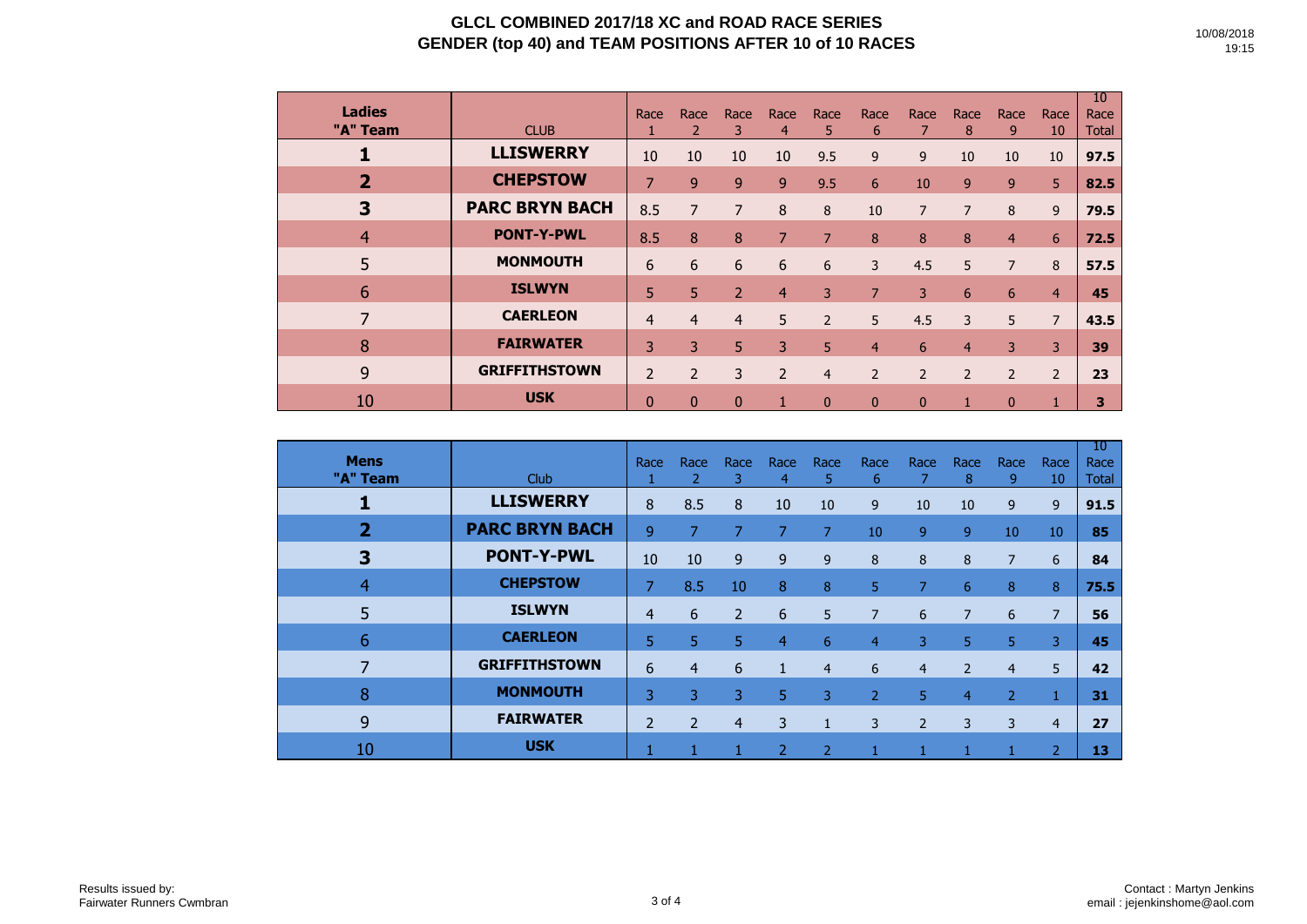# GLCL COMBINED 2017/18 XC and ROAD RACE SERIES
## GENDER (top 40) and TEAM POSITIONS AFTER 10 of 10 RACES

10/08/2018
19:15

| Ladies "A" Team | CLUB | Race 1 | Race 2 | Race 3 | Race 4 | Race 5 | Race 6 | Race 7 | Race 8 | Race 9 | Race 10 | 10 Race Total |
|---|---|---|---|---|---|---|---|---|---|---|---|---|
| **1** | **LLISWERRY** | 10 | 10 | 10 | 10 | 9.5 | 9 | 9 | 10 | 10 | 10 | **97.5** |
| **2** | **CHEPSTOW** | 7 | 9 | 9 | 9 | 9.5 | 6 | 10 | 9 | 9 | 5 | **82.5** |
| **3** | **PARC BRYN BACH** | 8.5 | 7 | 7 | 8 | 8 | 10 | 7 | 7 | 8 | 9 | **79.5** |
| 4 | **PONT-Y-PWL** | 8.5 | 8 | 8 | 7 | 7 | 8 | 8 | 8 | 4 | 6 | **72.5** |
| 5 | **MONMOUTH** | 6 | 6 | 6 | 6 | 6 | 3 | 4.5 | 5 | 7 | 8 | **57.5** |
| 6 | **ISLWYN** | 5 | 5 | 2 | 4 | 3 | 7 | 3 | 6 | 6 | 4 | **45** |
| 7 | **CAERLEON** | 4 | 4 | 4 | 5 | 2 | 5 | 4.5 | 3 | 5 | 7 | **43.5** |
| 8 | **FAIRWATER** | 3 | 3 | 5 | 3 | 5 | 4 | 6 | 4 | 3 | 3 | **39** |
| 9 | **GRIFFITHSTOWN** | 2 | 2 | 3 | 2 | 4 | 2 | 2 | 2 | 2 | 2 | **23** |
| 10 | **USK** | 0 | 0 | 0 | 1 | 0 | 0 | 0 | 1 | 0 | 1 | **3** |

| Mens "A" Team | Club | Race 1 | Race 2 | Race 3 | Race 4 | Race 5 | Race 6 | Race 7 | Race 8 | Race 9 | Race 10 | 10 Race Total |
|---|---|---|---|---|---|---|---|---|---|---|---|---|
| **1** | **LLISWERRY** | 8 | 8.5 | 8 | 10 | 10 | 9 | 10 | 10 | 9 | 9 | **91.5** |
| **2** | **PARC BRYN BACH** | 9 | 7 | 7 | 7 | 7 | 10 | 9 | 9 | 10 | 10 | **85** |
| **3** | **PONT-Y-PWL** | 10 | 10 | 9 | 9 | 9 | 8 | 8 | 8 | 7 | 6 | **84** |
| 4 | **CHEPSTOW** | 7 | 8.5 | 10 | 8 | 8 | 5 | 7 | 6 | 8 | 8 | **75.5** |
| 5 | **ISLWYN** | 4 | 6 | 2 | 6 | 5 | 7 | 6 | 7 | 6 | 7 | **56** |
| 6 | **CAERLEON** | 5 | 5 | 5 | 4 | 6 | 4 | 3 | 5 | 5 | 3 | **45** |
| 7 | **GRIFFITHSTOWN** | 6 | 4 | 6 | 1 | 4 | 6 | 4 | 2 | 4 | 5 | **42** |
| 8 | **MONMOUTH** | 3 | 3 | 3 | 5 | 3 | 2 | 5 | 4 | 2 | 1 | **31** |
| 9 | **FAIRWATER** | 2 | 2 | 4 | 3 | 1 | 3 | 2 | 3 | 3 | 4 | **27** |
| 10 | **USK** | 1 | 1 | 1 | 2 | 2 | 1 | 1 | 1 | 1 | 2 | **13** |

Results issued by:
Fairwater Runners Cwmbran

Contact : Martyn Jenkins
email : jejenkinshome@aol.com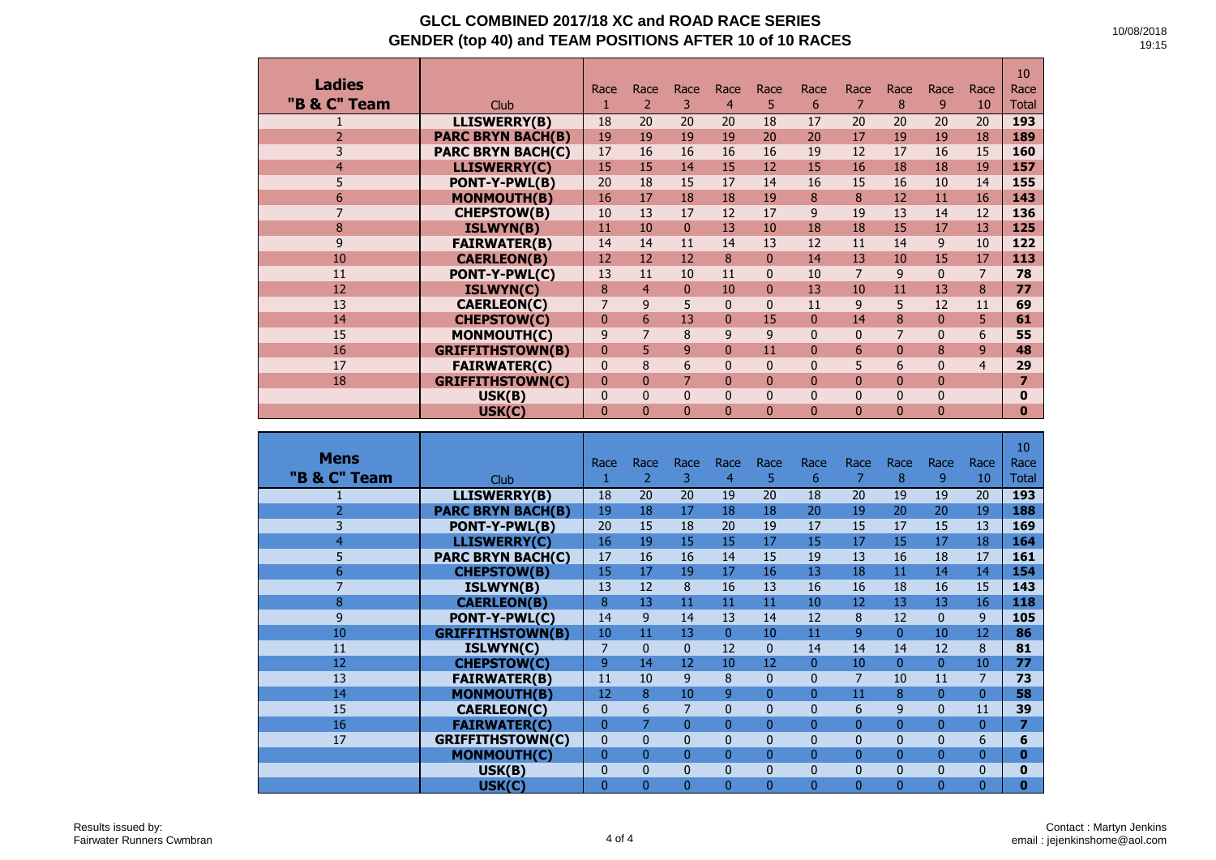# GLCL COMBINED 2017/18 XC and ROAD RACE SERIES
## GENDER (top 40) and TEAM POSITIONS AFTER 10 of 10 RACES

10/08/2018
19:15

| Ladies "B & C" Team | Club | Race 1 | Race 2 | Race 3 | Race 4 | Race 5 | Race 6 | Race 7 | Race 8 | Race 9 | Race 10 | 10 Race Total |
|---|---|---|---|---|---|---|---|---|---|---|---|---|
| 1 | **LLISWERRY(B)** | 18 | 20 | 20 | 20 | 18 | 17 | 20 | 20 | 20 | 20 | **193** |
| 2 | **PARC BRYN BACH(B)** | 19 | 19 | 19 | 19 | 20 | 20 | 17 | 19 | 19 | 18 | **189** |
| 3 | **PARC BRYN BACH(C)** | 17 | 16 | 16 | 16 | 16 | 19 | 12 | 17 | 16 | 15 | **160** |
| 4 | **LLISWERRY(C)** | 15 | 15 | 14 | 15 | 12 | 15 | 16 | 18 | 18 | 19 | **157** |
| 5 | **PONT-Y-PWL(B)** | 20 | 18 | 15 | 17 | 14 | 16 | 15 | 16 | 10 | 14 | **155** |
| 6 | **MONMOUTH(B)** | 16 | 17 | 18 | 18 | 19 | 8 | 8 | 12 | 11 | 16 | **143** |
| 7 | **CHEPSTOW(B)** | 10 | 13 | 17 | 12 | 17 | 9 | 19 | 13 | 14 | 12 | **136** |
| 8 | **ISLWYN(B)** | 11 | 10 | 0 | 13 | 10 | 18 | 18 | 15 | 17 | 13 | **125** |
| 9 | **FAIRWATER(B)** | 14 | 14 | 11 | 14 | 13 | 12 | 11 | 14 | 9 | 10 | **122** |
| 10 | **CAERLEON(B)** | 12 | 12 | 12 | 8 | 0 | 14 | 13 | 10 | 15 | 17 | **113** |
| 11 | **PONT-Y-PWL(C)** | 13 | 11 | 10 | 11 | 0 | 10 | 7 | 9 | 0 | 7 | **78** |
| 12 | **ISLWYN(C)** | 8 | 4 | 0 | 10 | 0 | 13 | 10 | 11 | 13 | 8 | **77** |
| 13 | **CAERLEON(C)** | 7 | 9 | 5 | 0 | 0 | 11 | 9 | 5 | 12 | 11 | **69** |
| 14 | **CHEPSTOW(C)** | 0 | 6 | 13 | 0 | 15 | 0 | 14 | 8 | 0 | 5 | **61** |
| 15 | **MONMOUTH(C)** | 9 | 7 | 8 | 9 | 9 | 0 | 0 | 7 | 0 | 6 | **55** |
| 16 | **GRIFFITHSTOWN(B)** | 0 | 5 | 9 | 0 | 11 | 0 | 6 | 0 | 8 | 9 | **48** |
| 17 | **FAIRWATER(C)** | 0 | 8 | 6 | 0 | 0 | 0 | 5 | 6 | 0 | 4 | **29** |
| 18 | **GRIFFITHSTOWN(C)** | 0 | 0 | 7 | 0 | 0 | 0 | 0 | 0 | 0 | | **7** |
| | **USK(B)** | 0 | 0 | 0 | 0 | 0 | 0 | 0 | 0 | 0 | | **0** |
| | **USK(C)** | 0 | 0 | 0 | 0 | 0 | 0 | 0 | 0 | 0 | | **0** |

| Mens "B & C" Team | Club | Race 1 | Race 2 | Race 3 | Race 4 | Race 5 | Race 6 | Race 7 | Race 8 | Race 9 | Race 10 | 10 Race Total |
|---|---|---|---|---|---|---|---|---|---|---|---|---|
| 1 | **LLISWERRY(B)** | 18 | 20 | 20 | 19 | 20 | 18 | 20 | 19 | 19 | 20 | **193** |
| 2 | **PARC BRYN BACH(B)** | 19 | 18 | 17 | 18 | 18 | 20 | 19 | 20 | 20 | 19 | **188** |
| 3 | **PONT-Y-PWL(B)** | 20 | 15 | 18 | 20 | 19 | 17 | 15 | 17 | 15 | 13 | **169** |
| 4 | **LLISWERRY(C)** | 16 | 19 | 15 | 15 | 17 | 15 | 17 | 15 | 17 | 18 | **164** |
| 5 | **PARC BRYN BACH(C)** | 17 | 16 | 16 | 14 | 15 | 19 | 13 | 16 | 18 | 17 | **161** |
| 6 | **CHEPSTOW(B)** | 15 | 17 | 19 | 17 | 16 | 13 | 18 | 11 | 14 | 14 | **154** |
| 7 | **ISLWYN(B)** | 13 | 12 | 8 | 16 | 13 | 16 | 16 | 18 | 16 | 15 | **143** |
| 8 | **CAERLEON(B)** | 8 | 13 | 11 | 11 | 11 | 10 | 12 | 13 | 13 | 16 | **118** |
| 9 | **PONT-Y-PWL(C)** | 14 | 9 | 14 | 13 | 14 | 12 | 8 | 12 | 0 | 9 | **105** |
| 10 | **GRIFFITHSTOWN(B)** | 10 | 11 | 13 | 0 | 10 | 11 | 9 | 0 | 10 | 12 | **86** |
| 11 | **ISLWYN(C)** | 7 | 0 | 0 | 12 | 0 | 14 | 14 | 14 | 12 | 8 | **81** |
| 12 | **CHEPSTOW(C)** | 9 | 14 | 12 | 10 | 12 | 0 | 10 | 0 | 0 | 10 | **77** |
| 13 | **FAIRWATER(B)** | 11 | 10 | 9 | 8 | 0 | 0 | 7 | 10 | 11 | 7 | **73** |
| 14 | **MONMOUTH(B)** | 12 | 8 | 10 | 9 | 0 | 0 | 11 | 8 | 0 | 0 | **58** |
| 15 | **CAERLEON(C)** | 0 | 6 | 7 | 0 | 0 | 0 | 6 | 9 | 0 | 11 | **39** |
| 16 | **FAIRWATER(C)** | 0 | 7 | 0 | 0 | 0 | 0 | 0 | 0 | 0 | 0 | **7** |
| 17 | **GRIFFITHSTOWN(C)** | 0 | 0 | 0 | 0 | 0 | 0 | 0 | 0 | 0 | 6 | **6** |
| | **MONMOUTH(C)** | 0 | 0 | 0 | 0 | 0 | 0 | 0 | 0 | 0 | 0 | **0** |
| | **USK(B)** | 0 | 0 | 0 | 0 | 0 | 0 | 0 | 0 | 0 | 0 | **0** |
| | **USK(C)** | 0 | 0 | 0 | 0 | 0 | 0 | 0 | 0 | 0 | 0 | **0** |

Results issued by:
Fairwater Runners Cwmbran

Contact : Martyn Jenkins
email : jejenkinshome@aol.com